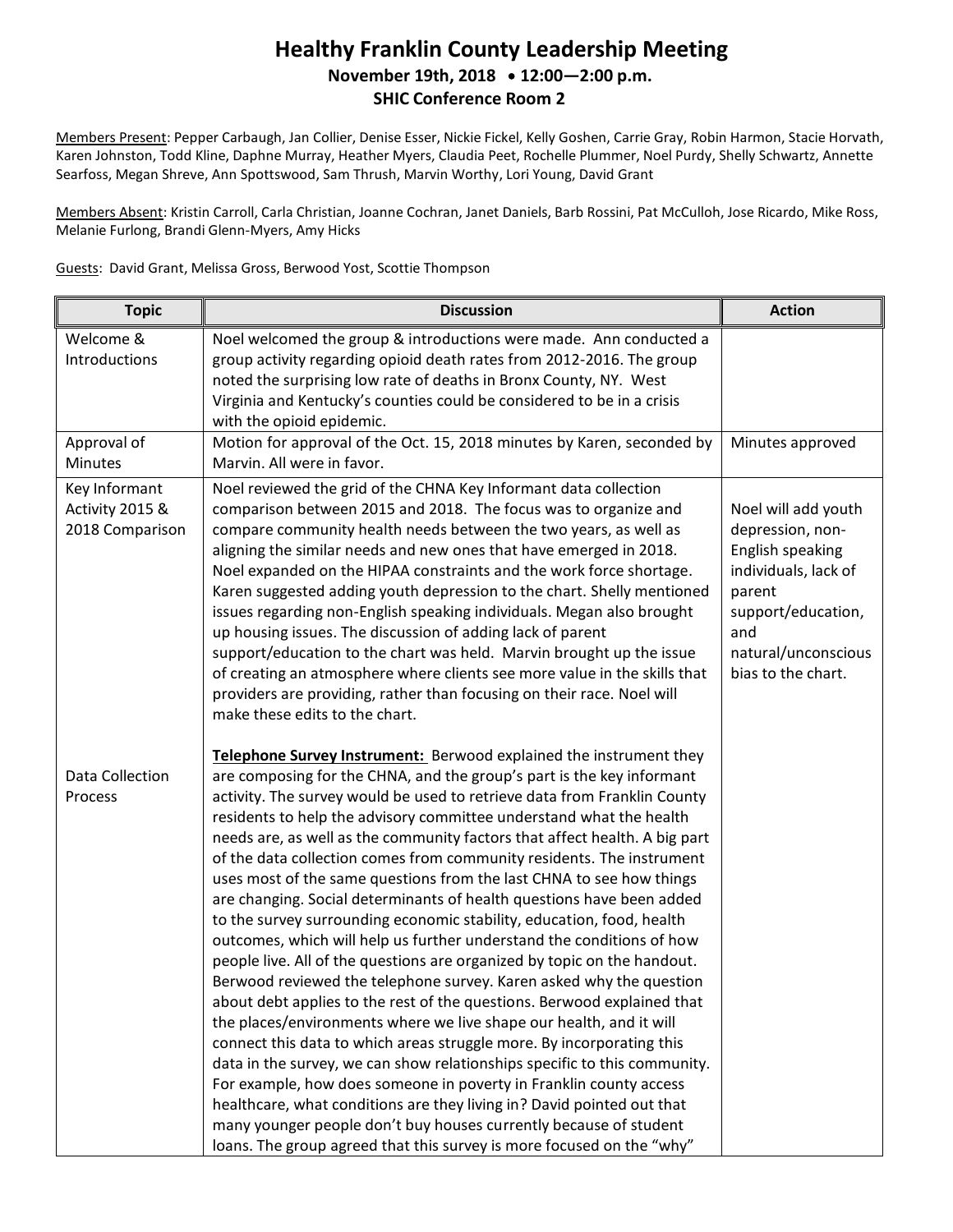# Healthy Franklin County Leadership Meeting

**November 19th, 2018 • 12:00—2:00 p.m.**

**SHIC Conference Room 2**

Members Present: Pepper Carbaugh, Jan Collier, Denise Esser, Nickie Fickel, Kelly Goshen, Carrie Gray, Robin Harmon, Stacie Horvath, Karen Johnston, Todd Kline, Daphne Murray, Heather Myers, Claudia Peet, Rochelle Plummer, Noel Purdy, Shelly Schwartz, Annette Searfoss, Megan Shreve, Ann Spottswood, Sam Thrush, Marvin Worthy, Lori Young, David Grant

Members Absent: Kristin Carroll, Carla Christian, Joanne Cochran, Janet Daniels, Barb Rossini, Pat McCulloh, Jose Ricardo, Mike Ross, Melanie Furlong, Brandi Glenn-Myers, Amy Hicks

Guests: David Grant, Melissa Gross, Berwood Yost, Scottie Thompson

| Topic | Discussion | Action |
|---|---|---|
| Welcome & Introductions | Noel welcomed the group & introductions were made. Ann conducted a group activity regarding opioid death rates from 2012-2016. The group noted the surprising low rate of deaths in Bronx County, NY. West Virginia and Kentucky's counties could be considered to be in a crisis with the opioid epidemic. | |
| Approval of Minutes | Motion for approval of the Oct. 15, 2018 minutes by Karen, seconded by Marvin. All were in favor. | Minutes approved |
| Key Informant Activity 2015 & 2018 Comparison | Noel reviewed the grid of the CHNA Key Informant data collection comparison between 2015 and 2018. The focus was to organize and compare community health needs between the two years, as well as aligning the similar needs and new ones that have emerged in 2018. Noel expanded on the HIPAA constraints and the work force shortage. Karen suggested adding youth depression to the chart. Shelly mentioned issues regarding non-English speaking individuals. Megan also brought up housing issues. The discussion of adding lack of parent support/education to the chart was held. Marvin brought up the issue of creating an atmosphere where clients see more value in the skills that providers are providing, rather than focusing on their race. Noel will make these edits to the chart. | Noel will add youth depression, non-English speaking individuals, lack of parent support/education, and natural/unconscious bias to the chart. |
| Data Collection Process | **Telephone Survey Instrument:** Berwood explained the instrument they are composing for the CHNA, and the group's part is the key informant activity. The survey would be used to retrieve data from Franklin County residents to help the advisory committee understand what the health needs are, as well as the community factors that affect health. A big part of the data collection comes from community residents. The instrument uses most of the same questions from the last CHNA to see how things are changing. Social determinants of health questions have been added to the survey surrounding economic stability, education, food, health outcomes, which will help us further understand the conditions of how people live. All of the questions are organized by topic on the handout. Berwood reviewed the telephone survey. Karen asked why the question about debt applies to the rest of the questions. Berwood explained that the places/environments where we live shape our health, and it will connect this data to which areas struggle more. By incorporating this data in the survey, we can show relationships specific to this community. For example, how does someone in poverty in Franklin county access healthcare, what conditions are they living in? David pointed out that many younger people don't buy houses currently because of student loans. The group agreed that this survey is more focused on the "why" | |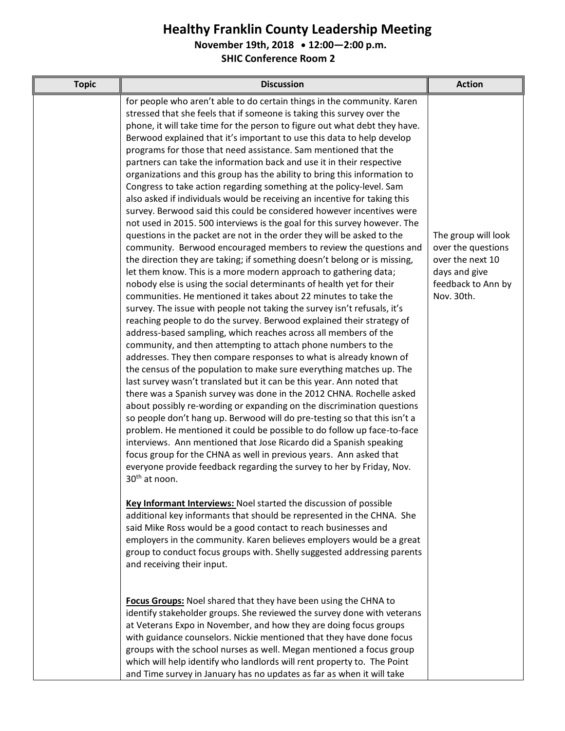# Healthy Franklin County Leadership Meeting

**November 19th, 2018 • 12:00—2:00 p.m.**

**SHIC Conference Room 2**

| Topic | Discussion | Action |
|---|---|---|
| | for people who aren't able to do certain things in the community. Karen stressed that she feels that if someone is taking this survey over the phone, it will take time for the person to figure out what debt they have. Berwood explained that it's important to use this data to help develop programs for those that need assistance. Sam mentioned that the partners can take the information back and use it in their respective organizations and this group has the ability to bring this information to Congress to take action regarding something at the policy-level. Sam also asked if individuals would be receiving an incentive for taking this survey. Berwood said this could be considered however incentives were not used in 2015. 500 interviews is the goal for this survey however. The questions in the packet are not in the order they will be asked to the community. Berwood encouraged members to review the questions and the direction they are taking; if something doesn't belong or is missing, let them know. This is a more modern approach to gathering data; nobody else is using the social determinants of health yet for their communities. He mentioned it takes about 22 minutes to take the survey. The issue with people not taking the survey isn't refusals, it's reaching people to do the survey. Berwood explained their strategy of address-based sampling, which reaches across all members of the community, and then attempting to attach phone numbers to the addresses. They then compare responses to what is already known of the census of the population to make sure everything matches up. The last survey wasn't translated but it can be this year. Ann noted that there was a Spanish survey was done in the 2012 CHNA. Rochelle asked about possibly re-wording or expanding on the discrimination questions so people don't hang up. Berwood will do pre-testing so that this isn't a problem. He mentioned it could be possible to do follow up face-to-face interviews. Ann mentioned that Jose Ricardo did a Spanish speaking focus group for the CHNA as well in previous years. Ann asked that everyone provide feedback regarding the survey to her by Friday, Nov. 30th at noon.<br><br>**Key Informant Interviews:** Noel started the discussion of possible additional key informants that should be represented in the CHNA. She said Mike Ross would be a good contact to reach businesses and employers in the community. Karen believes employers would be a great group to conduct focus groups with. Shelly suggested addressing parents and receiving their input.<br><br>**Focus Groups:** Noel shared that they have been using the CHNA to identify stakeholder groups. She reviewed the survey done with veterans at Veterans Expo in November, and how they are doing focus groups with guidance counselors. Nickie mentioned that they have done focus groups with the school nurses as well. Megan mentioned a focus group which will help identify who landlords will rent property to. The Point and Time survey in January has no updates as far as when it will take | The group will look over the questions over the next 10 days and give feedback to Ann by Nov. 30th. |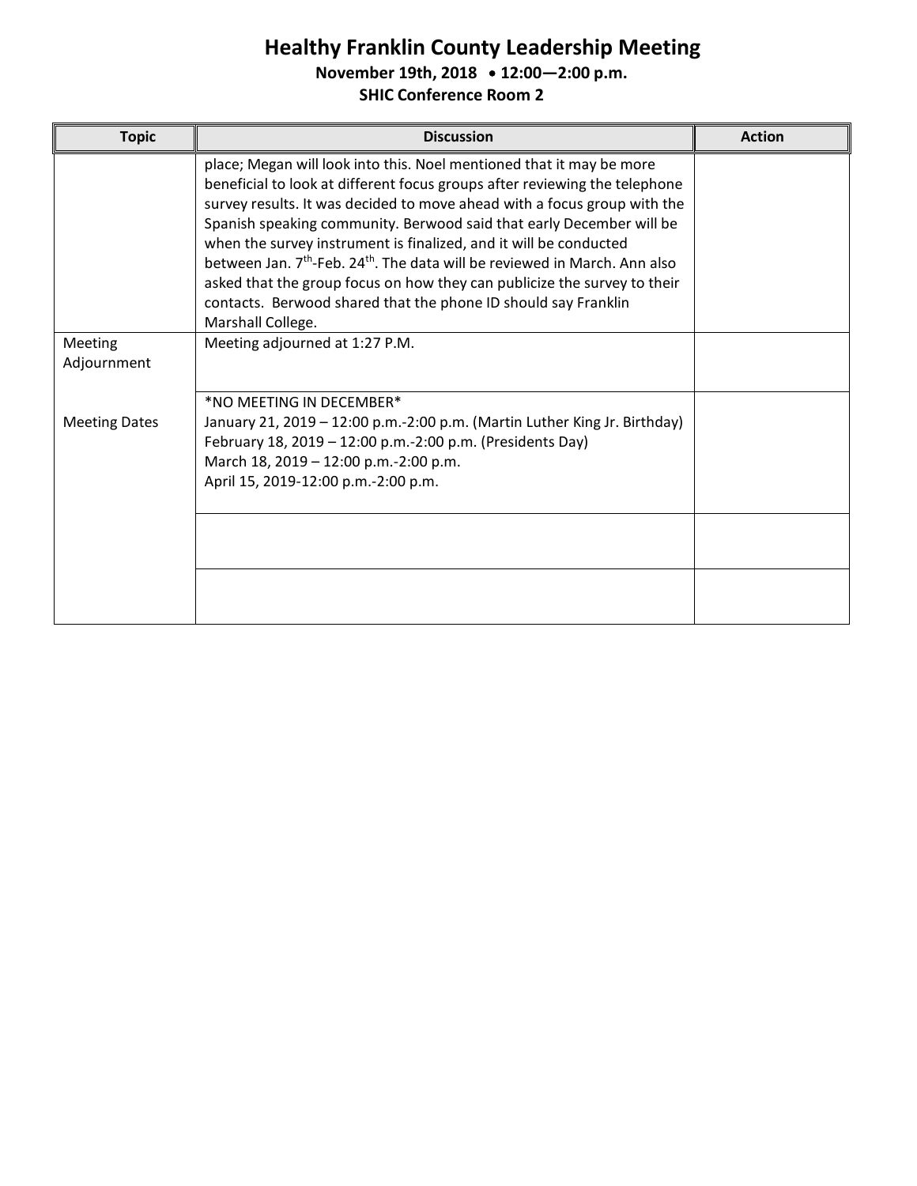# Healthy Franklin County Leadership Meeting

**November 19th, 2018 • 12:00—2:00 p.m.**

**SHIC Conference Room 2**

| Topic | Discussion | Action |
|---|---|---|
| | place; Megan will look into this. Noel mentioned that it may be more beneficial to look at different focus groups after reviewing the telephone survey results. It was decided to move ahead with a focus group with the Spanish speaking community. Berwood said that early December will be when the survey instrument is finalized, and it will be conducted between Jan. 7th-Feb. 24th. The data will be reviewed in March. Ann also asked that the group focus on how they can publicize the survey to their contacts. Berwood shared that the phone ID should say Franklin Marshall College. | |
| Meeting Adjournment | Meeting adjourned at 1:27 P.M. | |
| Meeting Dates | *NO MEETING IN DECEMBER*<br>January 21, 2019 – 12:00 p.m.-2:00 p.m. (Martin Luther King Jr. Birthday)<br>February 18, 2019 – 12:00 p.m.-2:00 p.m. (Presidents Day)<br>March 18, 2019 – 12:00 p.m.-2:00 p.m.<br>April 15, 2019-12:00 p.m.-2:00 p.m. | |
| | | |
| | | |